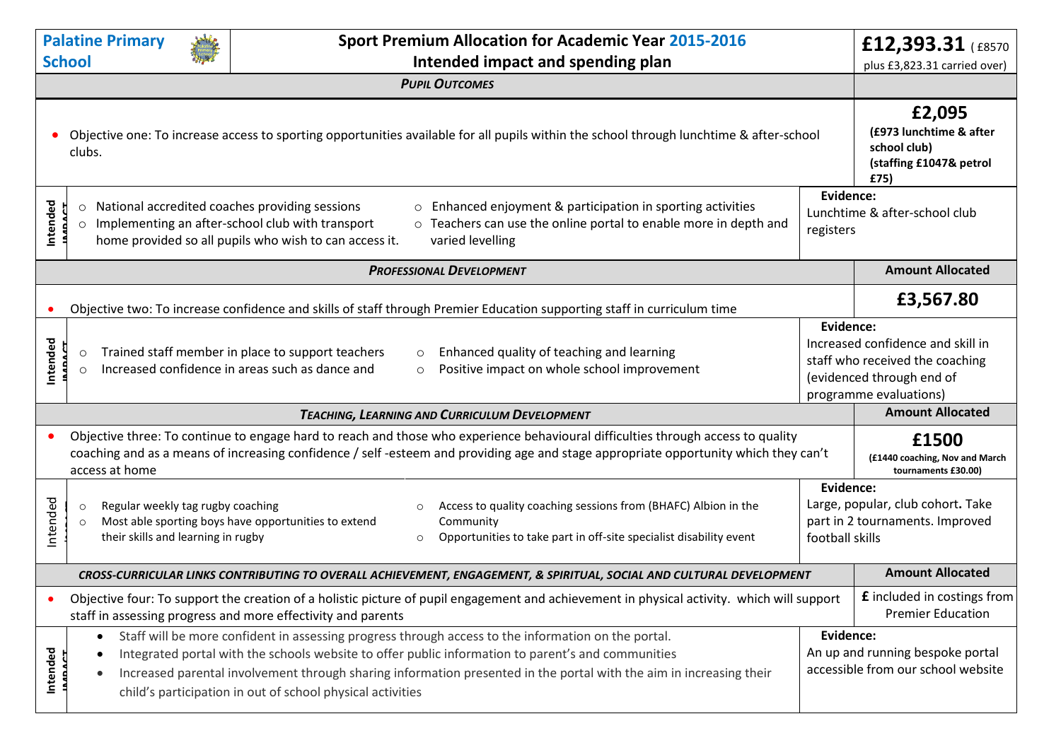| Palatine Primary School | Sport Premium Allocation for Academic Year 2015-2016 Intended impact and spending plan | £12,393.31 ( £8570 plus £3,823.31 carried over) |
|---|---|---|
| | ***PUPIL OUTCOMES*** | |
| | • Objective one: To increase access to sporting opportunities available for all pupils within the school through lunchtime & after-school clubs. | **£2,095** **(£973 lunchtime & after school club) (staffing £1047& petrol £75)** |
| **Intended IMPACT** | ○ National accredited coaches providing sessions<br>○ Implementing an after-school club with transport home provided so all pupils who wish to can access it.<br>○ Enhanced enjoyment & participation in sporting activities<br>○ Teachers can use the online portal to enable more in depth and varied levelling | **Evidence:** Lunchtime & after-school club registers |
| | ***PROFESSIONAL DEVELOPMENT*** | **Amount Allocated** |
| | • Objective two: To increase confidence and skills of staff through Premier Education supporting staff in curriculum time | **£3,567.80** |
| **Intended IMPACT** | ○ Trained staff member in place to support teachers<br>○ Increased confidence in areas such as dance and<br>○ Enhanced quality of teaching and learning<br>○ Positive impact on whole school improvement | **Evidence:** Increased confidence and skill in staff who received the coaching (evidenced through end of programme evaluations) |
| | ***TEACHING, LEARNING AND CURRICULUM DEVELOPMENT*** | **Amount Allocated** |
| | • Objective three: To continue to engage hard to reach and those who experience behavioural difficulties through access to quality coaching and as a means of increasing confidence / self -esteem and providing age and stage appropriate opportunity which they can't access at home | **£1500** **(£1440 coaching, Nov and March tournaments £30.00)** |
| Intended IMPACT | ○ Regular weekly tag rugby coaching<br>○ Most able sporting boys have opportunities to extend their skills and learning in rugby<br>○ Access to quality coaching sessions from (BHAFC) Albion in the Community<br>○ Opportunities to take part in off-site specialist disability event | **Evidence:** Large, popular, club cohort**.** Take part in 2 tournaments. Improved football skills |
| | ***CROSS-CURRICULAR LINKS CONTRIBUTING TO OVERALL ACHIEVEMENT, ENGAGEMENT, & SPIRITUAL, SOCIAL AND CULTURAL DEVELOPMENT*** | **Amount Allocated** |
| | • Objective four: To support the creation of a holistic picture of pupil engagement and achievement in physical activity. which will support staff in assessing progress and more effectivity and parents | **£** included in costings from Premier Education |
| **Intended IMPACT** | • Staff will be more confident in assessing progress through access to the information on the portal.<br>• Integrated portal with the schools website to offer public information to parent's and communities<br>• Increased parental involvement through sharing information presented in the portal with the aim in increasing their child's participation in out of school physical activities | **Evidence:** An up and running bespoke portal accessible from our school website |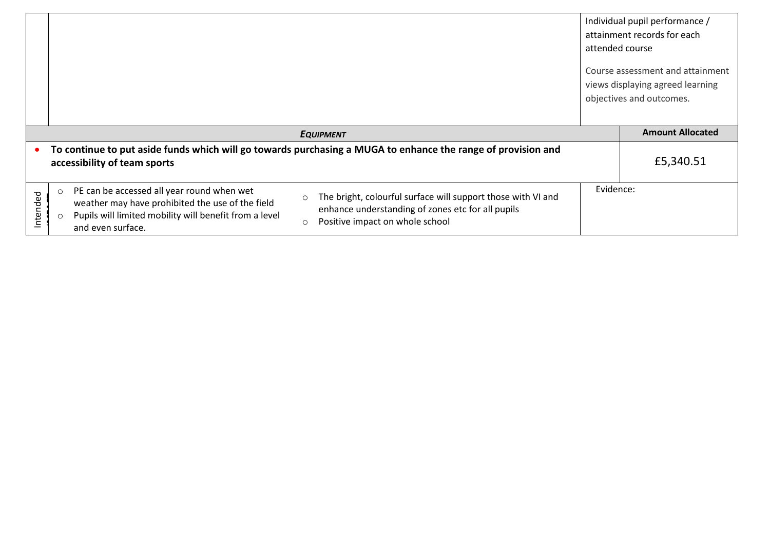| | | |
|---|---|---|
| | | Individual pupil performance / attainment records for each attended course<br><br>Course assessment and attainment views displaying agreed learning objectives and outcomes. |

| ***EQUIPMENT*** | **Amount Allocated** |
|---|---|
| • **To continue to put aside funds which will go towards purchasing a MUGA to enhance the range of provision and accessibility of team sports** | £5,340.51 |

| Intended IMPACT | | | |
|---|---|---|---|
| Intended IMPACT | ○ PE can be accessed all year round when wet weather may have prohibited the use of the field<br>○ Pupils will limited mobility will benefit from a level and even surface. | ○ The bright, colourful surface will support those with VI and enhance understanding of zones etc for all pupils<br>○ Positive impact on whole school | Evidence: |